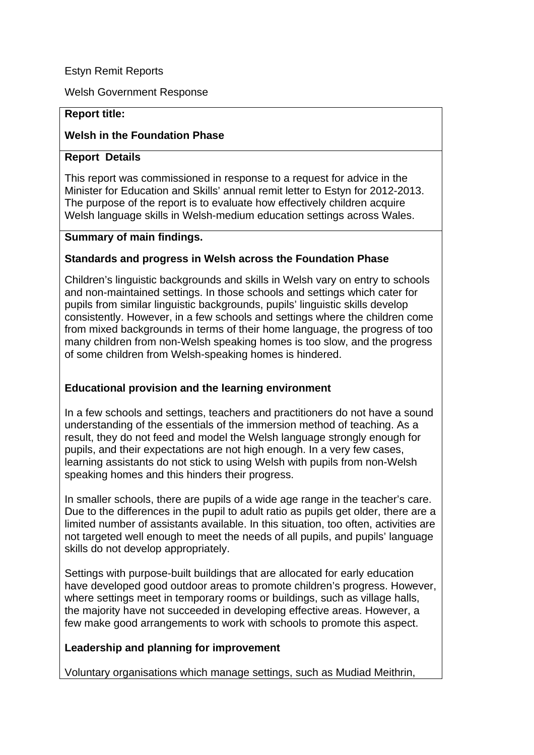Estyn Remit Reports

Welsh Government Response

**Report title:**

**Welsh in the Foundation Phase**

**Report Details**

This report was commissioned in response to a request for advice in the Minister for Education and Skills' annual remit letter to Estyn for 2012-2013. The purpose of the report is to evaluate how effectively children acquire Welsh language skills in Welsh-medium education settings across Wales.

**Summary of main findings.**

**Standards and progress in Welsh across the Foundation Phase**

Children's linguistic backgrounds and skills in Welsh vary on entry to schools and non-maintained settings. In those schools and settings which cater for pupils from similar linguistic backgrounds, pupils' linguistic skills develop consistently. However, in a few schools and settings where the children come from mixed backgrounds in terms of their home language, the progress of too many children from non-Welsh speaking homes is too slow, and the progress of some children from Welsh-speaking homes is hindered.

**Educational provision and the learning environment**

In a few schools and settings, teachers and practitioners do not have a sound understanding of the essentials of the immersion method of teaching. As a result, they do not feed and model the Welsh language strongly enough for pupils, and their expectations are not high enough. In a very few cases, learning assistants do not stick to using Welsh with pupils from non-Welsh speaking homes and this hinders their progress.

In smaller schools, there are pupils of a wide age range in the teacher's care. Due to the differences in the pupil to adult ratio as pupils get older, there are a limited number of assistants available. In this situation, too often, activities are not targeted well enough to meet the needs of all pupils, and pupils' language skills do not develop appropriately.

Settings with purpose-built buildings that are allocated for early education have developed good outdoor areas to promote children's progress. However, where settings meet in temporary rooms or buildings, such as village halls, the majority have not succeeded in developing effective areas. However, a few make good arrangements to work with schools to promote this aspect.

**Leadership and planning for improvement**

Voluntary organisations which manage settings, such as Mudiad Meithrin,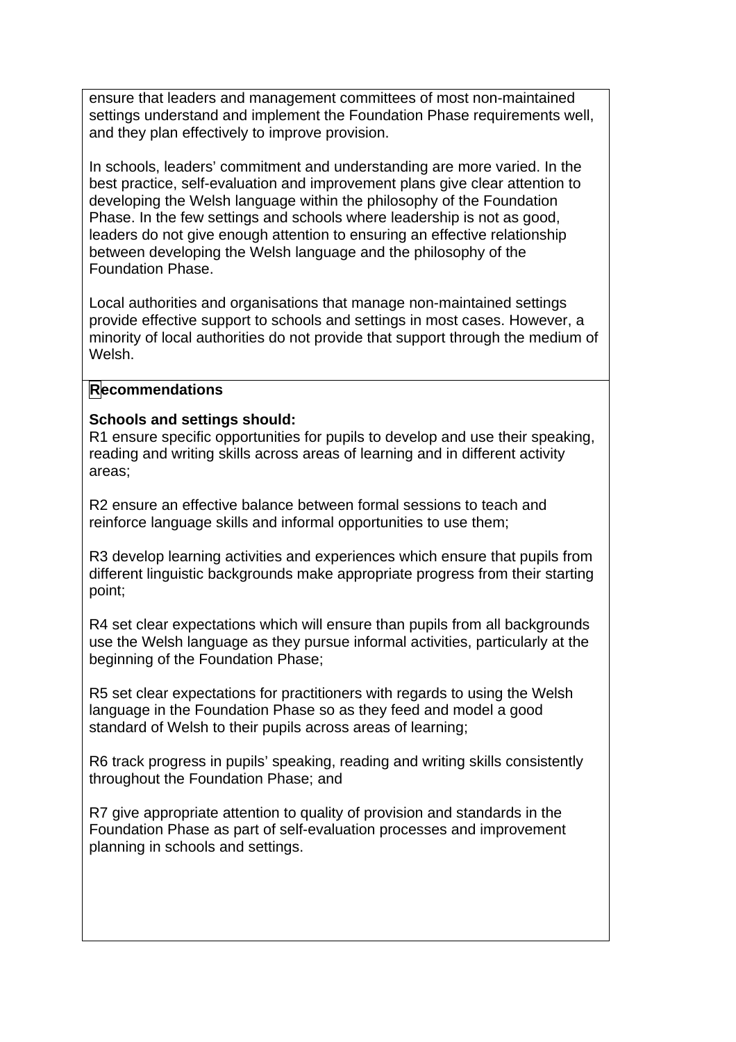ensure that leaders and management committees of most non-maintained settings understand and implement the Foundation Phase requirements well, and they plan effectively to improve provision.

In schools, leaders' commitment and understanding are more varied. In the best practice, self-evaluation and improvement plans give clear attention to developing the Welsh language within the philosophy of the Foundation Phase. In the few settings and schools where leadership is not as good, leaders do not give enough attention to ensuring an effective relationship between developing the Welsh language and the philosophy of the Foundation Phase.

Local authorities and organisations that manage non-maintained settings provide effective support to schools and settings in most cases. However, a minority of local authorities do not provide that support through the medium of Welsh.

## Recommendations

**Schools and settings should:**

R1 ensure specific opportunities for pupils to develop and use their speaking, reading and writing skills across areas of learning and in different activity areas;

R2 ensure an effective balance between formal sessions to teach and reinforce language skills and informal opportunities to use them;

R3 develop learning activities and experiences which ensure that pupils from different linguistic backgrounds make appropriate progress from their starting point;

R4 set clear expectations which will ensure than pupils from all backgrounds use the Welsh language as they pursue informal activities, particularly at the beginning of the Foundation Phase;

R5 set clear expectations for practitioners with regards to using the Welsh language in the Foundation Phase so as they feed and model a good standard of Welsh to their pupils across areas of learning;

R6 track progress in pupils' speaking, reading and writing skills consistently throughout the Foundation Phase; and

R7 give appropriate attention to quality of provision and standards in the Foundation Phase as part of self-evaluation processes and improvement planning in schools and settings.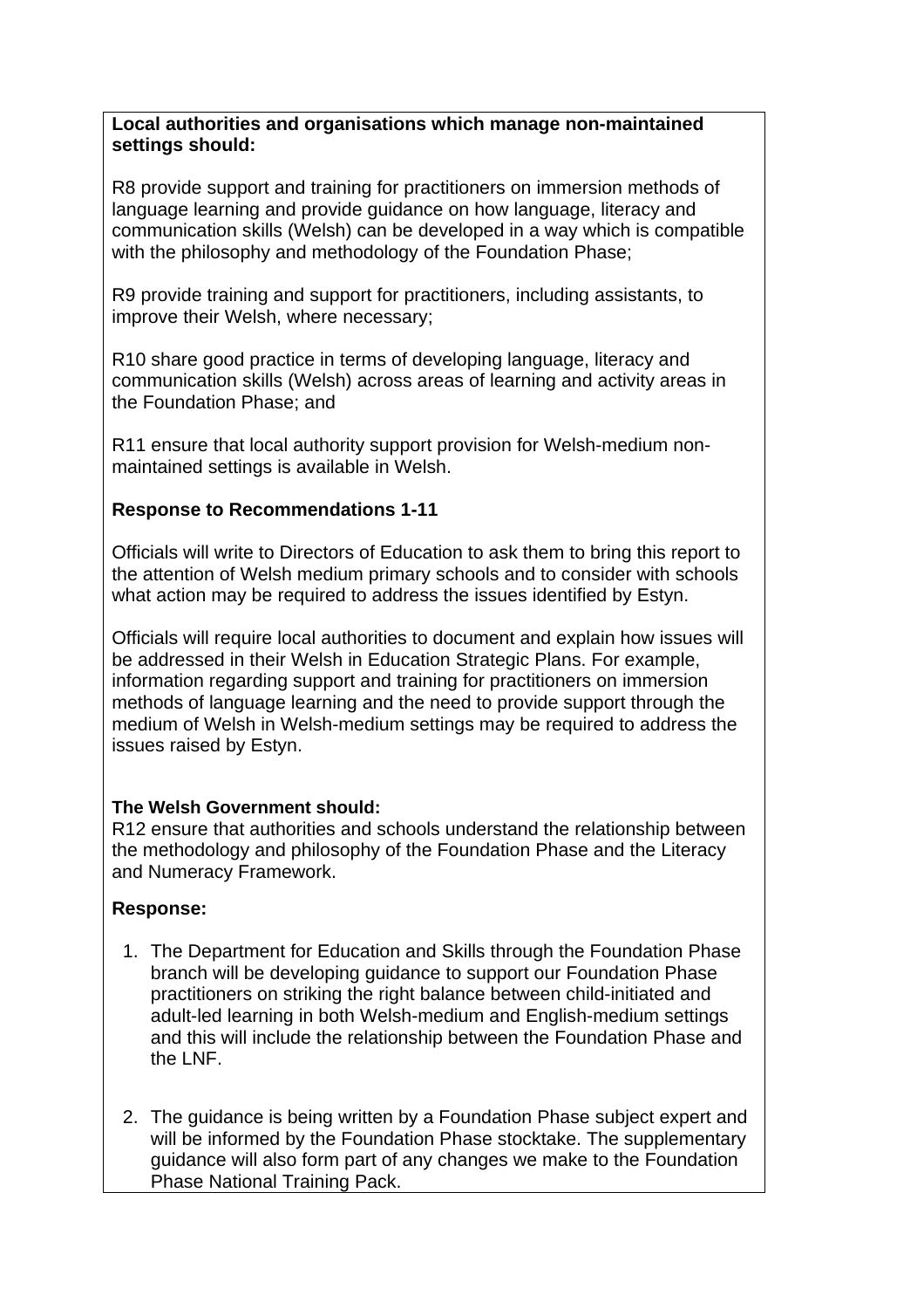**Local authorities and organisations which manage non-maintained settings should:**

R8 provide support and training for practitioners on immersion methods of language learning and provide guidance on how language, literacy and communication skills (Welsh) can be developed in a way which is compatible with the philosophy and methodology of the Foundation Phase;

R9 provide training and support for practitioners, including assistants, to improve their Welsh, where necessary;

R10 share good practice in terms of developing language, literacy and communication skills (Welsh) across areas of learning and activity areas in the Foundation Phase; and

R11 ensure that local authority support provision for Welsh-medium non-maintained settings is available in Welsh.

**Response to Recommendations 1-11**

Officials will write to Directors of Education to ask them to bring this report to the attention of Welsh medium primary schools and to consider with schools what action may be required to address the issues identified by Estyn.

Officials will require local authorities to document and explain how issues will be addressed in their Welsh in Education Strategic Plans. For example, information regarding support and training for practitioners on immersion methods of language learning and the need to provide support through the medium of Welsh in Welsh-medium settings may be required to address the issues raised by Estyn.

**The Welsh Government should:**

R12 ensure that authorities and schools understand the relationship between the methodology and philosophy of the Foundation Phase and the Literacy and Numeracy Framework.

**Response:**

1. The Department for Education and Skills through the Foundation Phase branch will be developing guidance to support our Foundation Phase practitioners on striking the right balance between child-initiated and adult-led learning in both Welsh-medium and English-medium settings and this will include the relationship between the Foundation Phase and the LNF.

2. The guidance is being written by a Foundation Phase subject expert and will be informed by the Foundation Phase stocktake. The supplementary guidance will also form part of any changes we make to the Foundation Phase National Training Pack.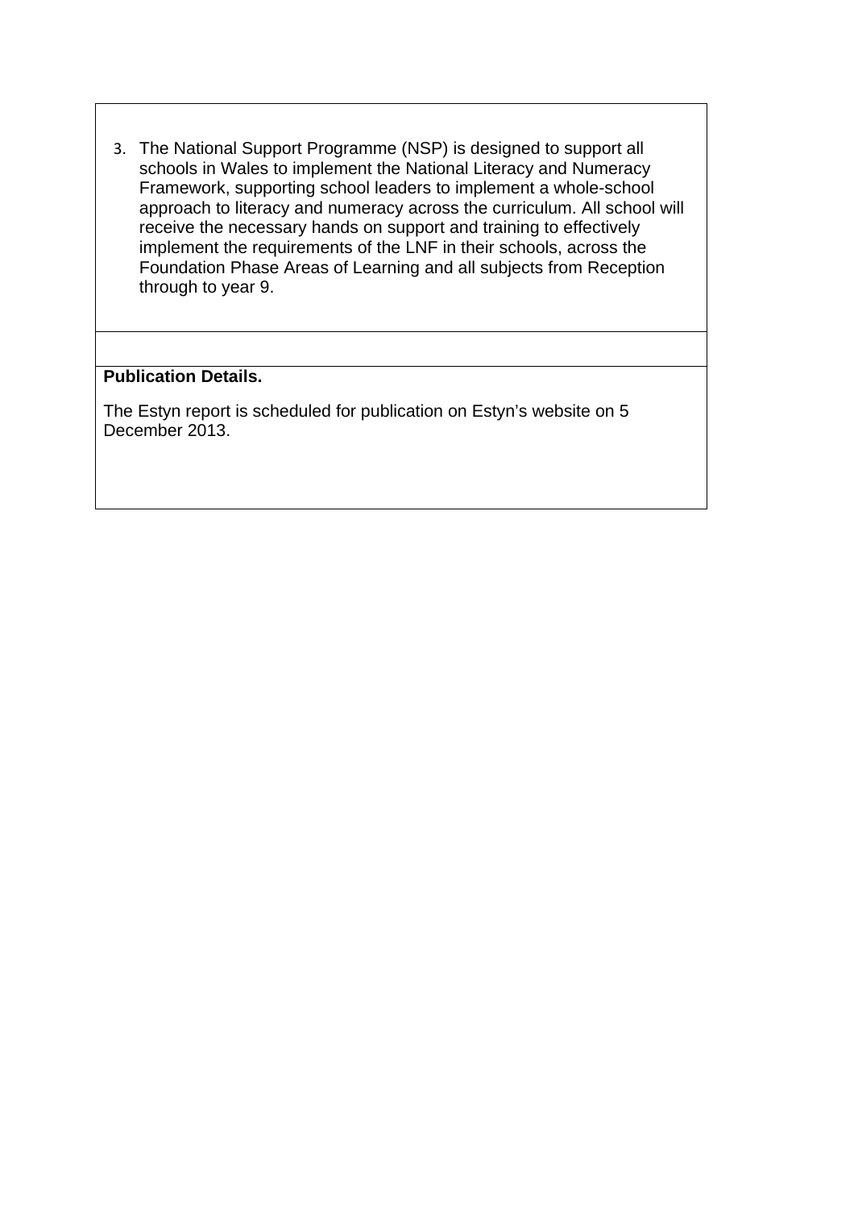3. The National Support Programme (NSP) is designed to support all schools in Wales to implement the National Literacy and Numeracy Framework, supporting school leaders to implement a whole-school approach to literacy and numeracy across the curriculum. All school will receive the necessary hands on support and training to effectively implement the requirements of the LNF in their schools, across the Foundation Phase Areas of Learning and all subjects from Reception through to year 9.

**Publication Details.**

The Estyn report is scheduled for publication on Estyn's website on 5 December 2013.